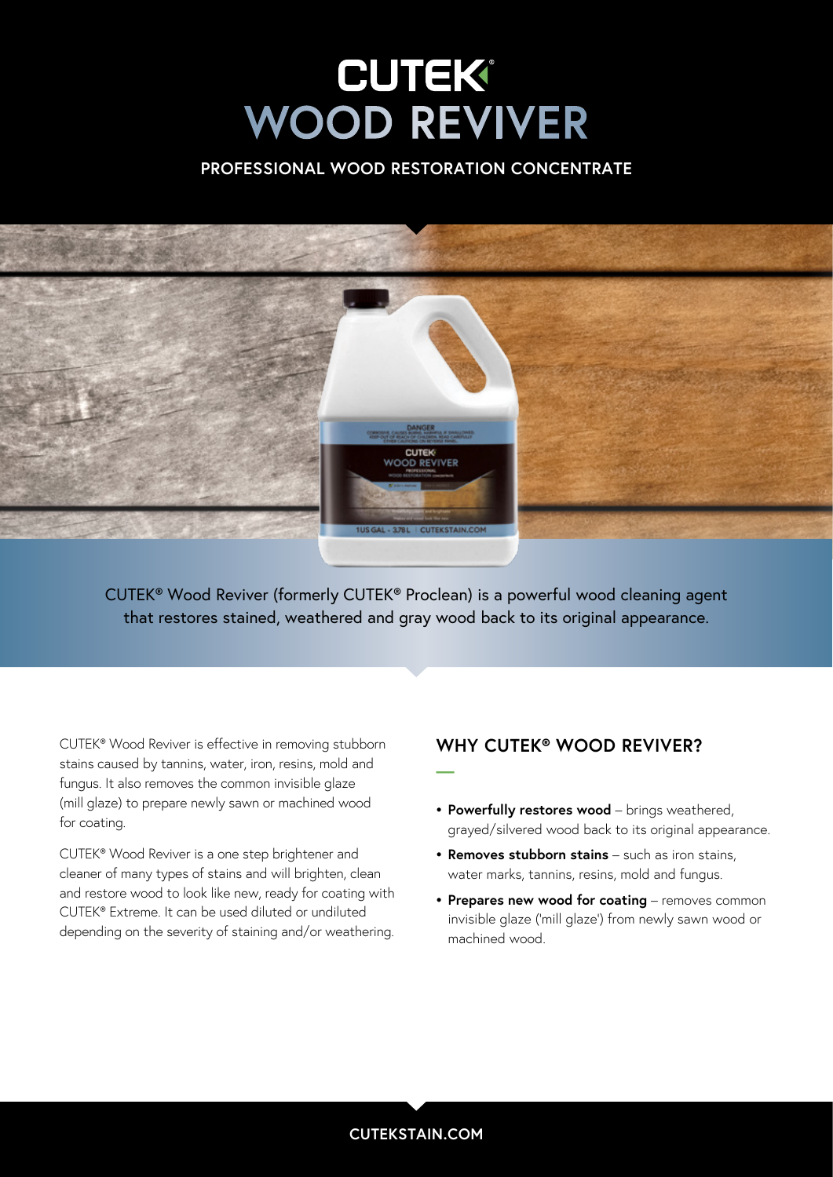# CUTEK® WOOD REVIVER

## PROFESSIONAL WOOD RESTORATION CONCENTRATE

CUTEK® Wood Reviver (formerly CUTEK® Proclean) is a powerful wood cleaning agent that restores stained, weathered and gray wood back to its original appearance.

CUTEK® Wood Reviver is effective in removing stubborn stains caused by tannins, water, iron, resins, mold and fungus. It also removes the common invisible glaze (mill glaze) to prepare newly sawn or machined wood for coating.

CUTEK® Wood Reviver is a one step brightener and cleaner of many types of stains and will brighten, clean and restore wood to look like new, ready for coating with CUTEK® Extreme. It can be used diluted or undiluted depending on the severity of staining and/or weathering.

## WHY CUTEK® WOOD REVIVER?

- **Powerfully restores wood** – brings weathered, grayed/silvered wood back to its original appearance.
- **Removes stubborn stains** – such as iron stains, water marks, tannins, resins, mold and fungus.
- **Prepares new wood for coating** – removes common invisible glaze ('mill glaze') from newly sawn wood or machined wood.

CUTEKSTAIN.COM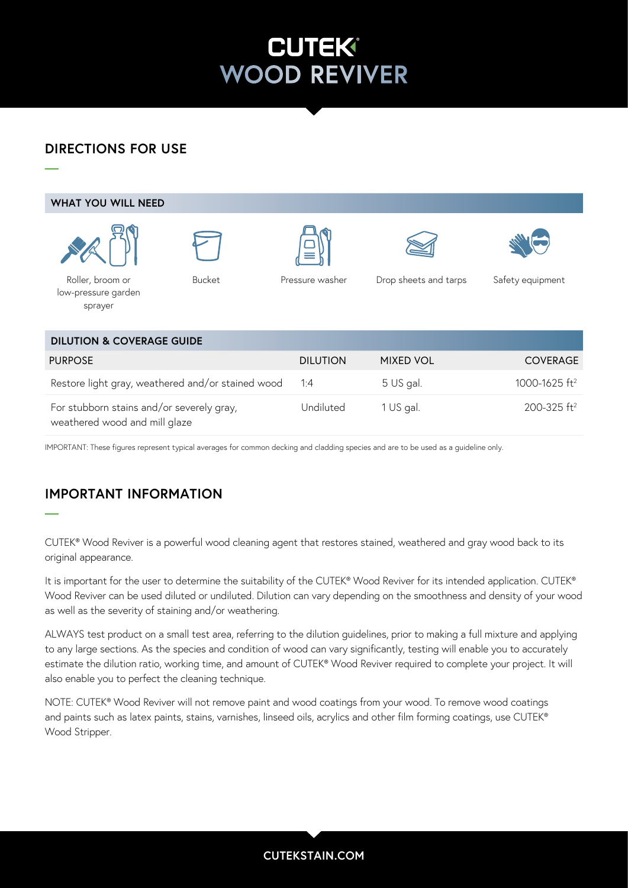# CUTEK® WOOD REVIVER

## DIRECTIONS FOR USE

### WHAT YOU WILL NEED

- Roller, broom or low-pressure garden sprayer
- Bucket
- Pressure washer
- Drop sheets and tarps
- Safety equipment

### DILUTION & COVERAGE GUIDE

| PURPOSE | DILUTION | MIXED VOL | COVERAGE |
| --- | --- | --- | --- |
| Restore light gray, weathered and/or stained wood | 1:4 | 5 US gal. | 1000-1625 ft$^2$ |
| For stubborn stains and/or severely gray, weathered wood and mill glaze | Undiluted | 1 US gal. | 200-325 ft$^2$ |

IMPORTANT: These figures represent typical averages for common decking and cladding species and are to be used as a guideline only.

## IMPORTANT INFORMATION

CUTEK® Wood Reviver is a powerful wood cleaning agent that restores stained, weathered and gray wood back to its original appearance.

It is important for the user to determine the suitability of the CUTEK® Wood Reviver for its intended application. CUTEK® Wood Reviver can be used diluted or undiluted. Dilution can vary depending on the smoothness and density of your wood as well as the severity of staining and/or weathering.

ALWAYS test product on a small test area, referring to the dilution guidelines, prior to making a full mixture and applying to any large sections. As the species and condition of wood can vary significantly, testing will enable you to accurately estimate the dilution ratio, working time, and amount of CUTEK® Wood Reviver required to complete your project. It will also enable you to perfect the cleaning technique.

NOTE: CUTEK® Wood Reviver will not remove paint and wood coatings from your wood. To remove wood coatings and paints such as latex paints, stains, varnishes, linseed oils, acrylics and other film forming coatings, use CUTEK® Wood Stripper.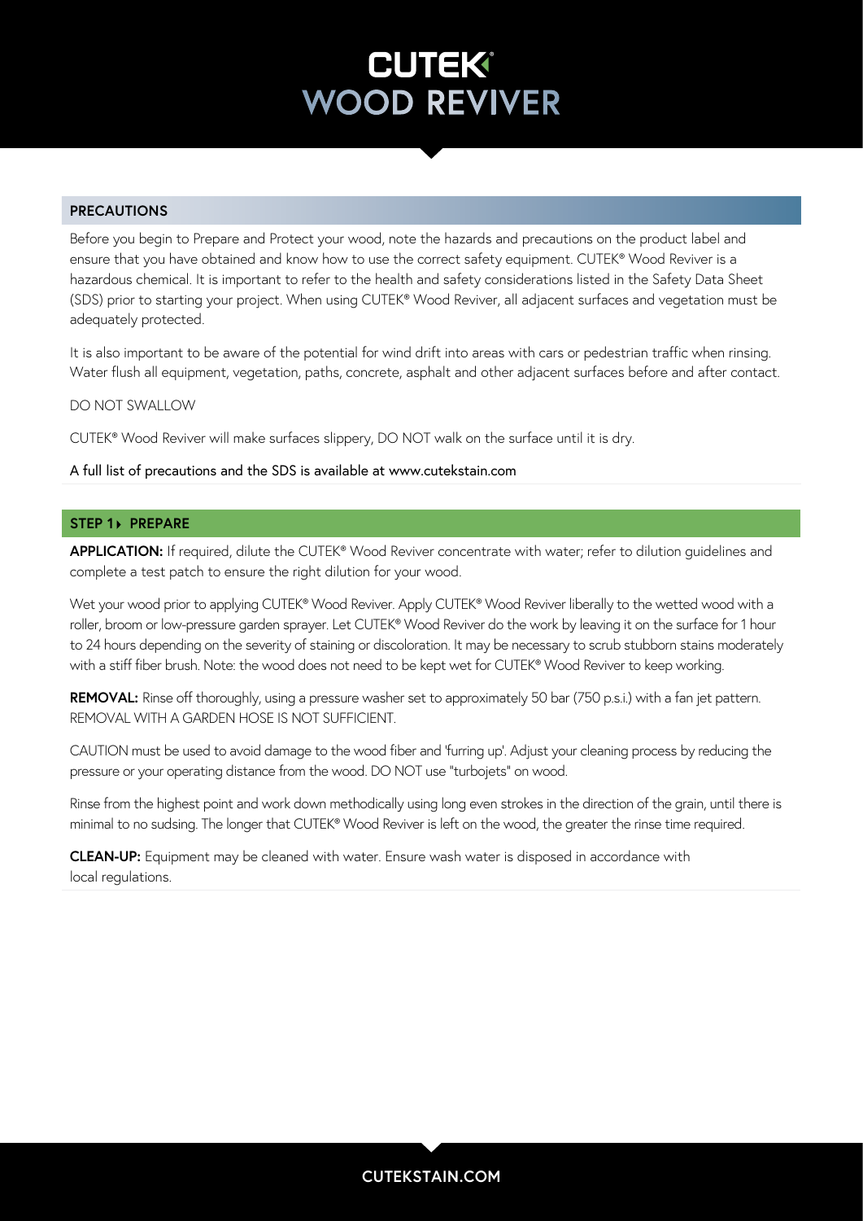# CUTEK® WOOD REVIVER

## PRECAUTIONS

Before you begin to Prepare and Protect your wood, note the hazards and precautions on the product label and ensure that you have obtained and know how to use the correct safety equipment. CUTEK® Wood Reviver is a hazardous chemical. It is important to refer to the health and safety considerations listed in the Safety Data Sheet (SDS) prior to starting your project. When using CUTEK® Wood Reviver, all adjacent surfaces and vegetation must be adequately protected.

It is also important to be aware of the potential for wind drift into areas with cars or pedestrian traffic when rinsing. Water flush all equipment, vegetation, paths, concrete, asphalt and other adjacent surfaces before and after contact.

DO NOT SWALLOW

CUTEK® Wood Reviver will make surfaces slippery, DO NOT walk on the surface until it is dry.

A full list of precautions and the SDS is available at www.cutekstain.com

## STEP 1 ▸ PREPARE

**APPLICATION:** If required, dilute the CUTEK® Wood Reviver concentrate with water; refer to dilution guidelines and complete a test patch to ensure the right dilution for your wood.

Wet your wood prior to applying CUTEK® Wood Reviver. Apply CUTEK® Wood Reviver liberally to the wetted wood with a roller, broom or low-pressure garden sprayer. Let CUTEK® Wood Reviver do the work by leaving it on the surface for 1 hour to 24 hours depending on the severity of staining or discoloration. It may be necessary to scrub stubborn stains moderately with a stiff fiber brush. Note: the wood does not need to be kept wet for CUTEK® Wood Reviver to keep working.

**REMOVAL:** Rinse off thoroughly, using a pressure washer set to approximately 50 bar (750 p.s.i.) with a fan jet pattern. REMOVAL WITH A GARDEN HOSE IS NOT SUFFICIENT.

CAUTION must be used to avoid damage to the wood fiber and 'furring up'. Adjust your cleaning process by reducing the pressure or your operating distance from the wood. DO NOT use "turbojets" on wood.

Rinse from the highest point and work down methodically using long even strokes in the direction of the grain, until there is minimal to no sudsing. The longer that CUTEK® Wood Reviver is left on the wood, the greater the rinse time required.

**CLEAN-UP:** Equipment may be cleaned with water. Ensure wash water is disposed in accordance with local regulations.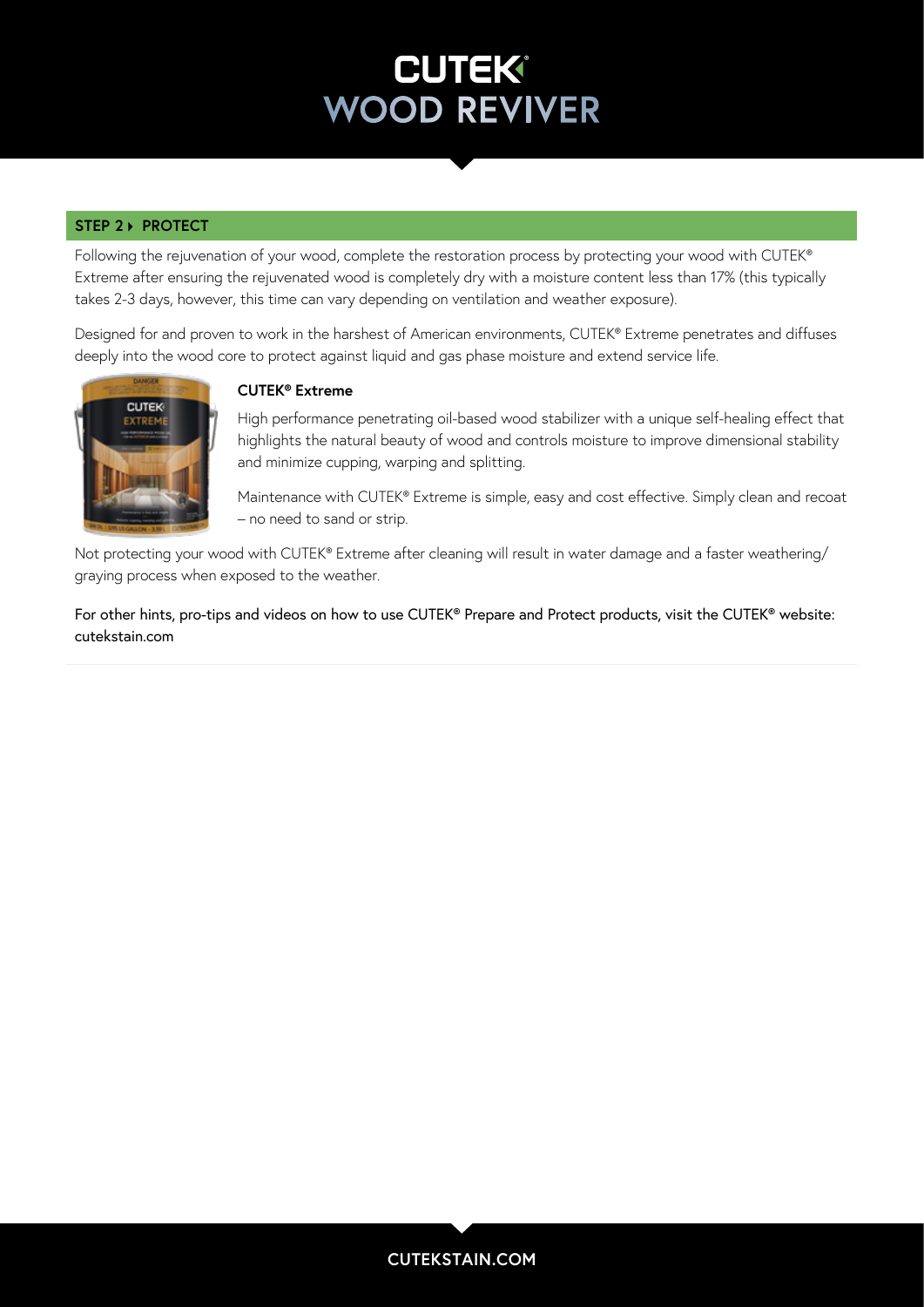# CUTEK® WOOD REVIVER

## STEP 2 ▸ PROTECT

Following the rejuvenation of your wood, complete the restoration process by protecting your wood with CUTEK® Extreme after ensuring the rejuvenated wood is completely dry with a moisture content less than 17% (this typically takes 2-3 days, however, this time can vary depending on ventilation and weather exposure).

Designed for and proven to work in the harshest of American environments, CUTEK® Extreme penetrates and diffuses deeply into the wood core to protect against liquid and gas phase moisture and extend service life.

**CUTEK® Extreme**

High performance penetrating oil-based wood stabilizer with a unique self-healing effect that highlights the natural beauty of wood and controls moisture to improve dimensional stability and minimize cupping, warping and splitting.

Maintenance with CUTEK® Extreme is simple, easy and cost effective. Simply clean and recoat – no need to sand or strip.

Not protecting your wood with CUTEK® Extreme after cleaning will result in water damage and a faster weathering/graying process when exposed to the weather.

For other hints, pro-tips and videos on how to use CUTEK® Prepare and Protect products, visit the CUTEK® website: cutekstain.com